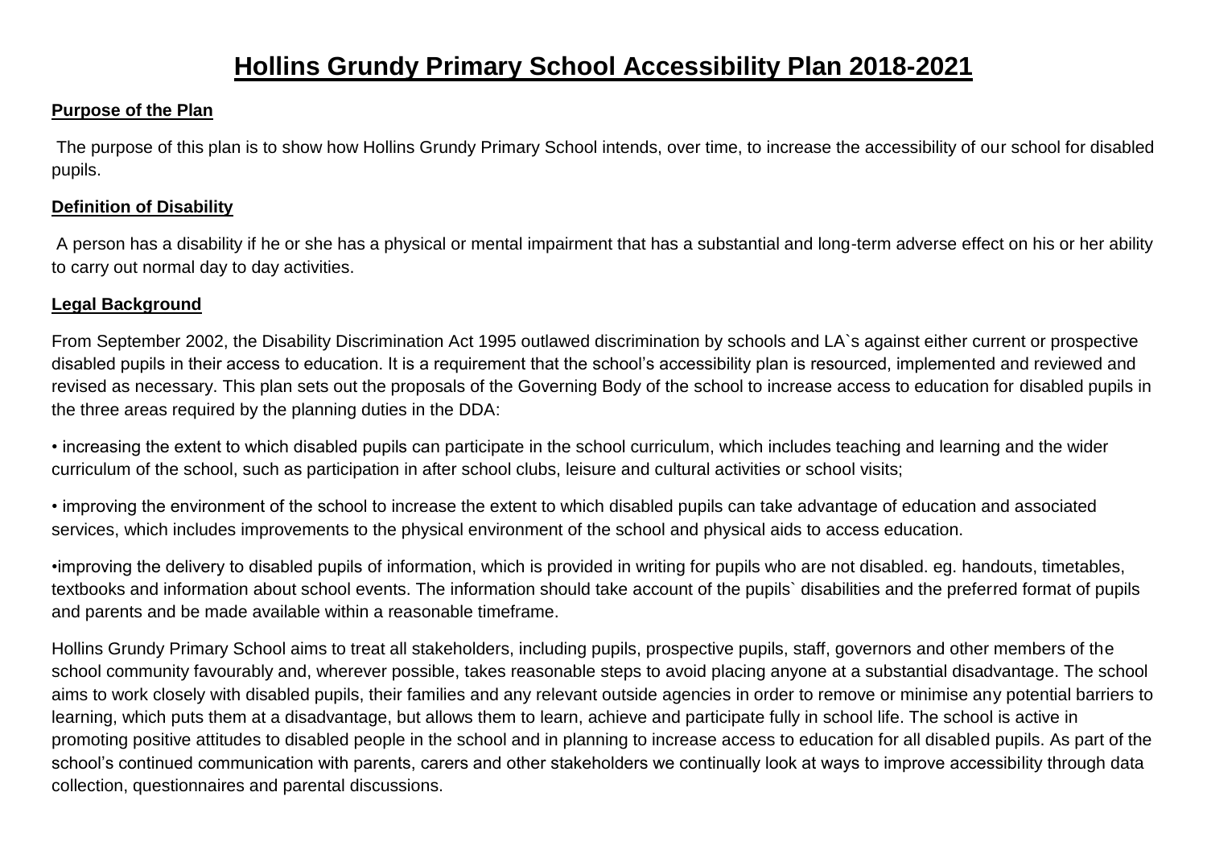# Hollins Grundy Primary School Accessibility Plan 2018-2021

**Purpose of the Plan**

The purpose of this plan is to show how Hollins Grundy Primary School intends, over time, to increase the accessibility of our school for disabled pupils.

**Definition of Disability**

A person has a disability if he or she has a physical or mental impairment that has a substantial and long-term adverse effect on his or her ability to carry out normal day to day activities.

**Legal Background**

From September 2002, the Disability Discrimination Act 1995 outlawed discrimination by schools and LA`s against either current or prospective disabled pupils in their access to education. It is a requirement that the school's accessibility plan is resourced, implemented and reviewed and revised as necessary. This plan sets out the proposals of the Governing Body of the school to increase access to education for disabled pupils in the three areas required by the planning duties in the DDA:

- increasing the extent to which disabled pupils can participate in the school curriculum, which includes teaching and learning and the wider curriculum of the school, such as participation in after school clubs, leisure and cultural activities or school visits;
- improving the environment of the school to increase the extent to which disabled pupils can take advantage of education and associated services, which includes improvements to the physical environment of the school and physical aids to access education.
- improving the delivery to disabled pupils of information, which is provided in writing for pupils who are not disabled. eg. handouts, timetables, textbooks and information about school events. The information should take account of the pupils` disabilities and the preferred format of pupils and parents and be made available within a reasonable timeframe.

Hollins Grundy Primary School aims to treat all stakeholders, including pupils, prospective pupils, staff, governors and other members of the school community favourably and, wherever possible, takes reasonable steps to avoid placing anyone at a substantial disadvantage. The school aims to work closely with disabled pupils, their families and any relevant outside agencies in order to remove or minimise any potential barriers to learning, which puts them at a disadvantage, but allows them to learn, achieve and participate fully in school life. The school is active in promoting positive attitudes to disabled people in the school and in planning to increase access to education for all disabled pupils. As part of the school's continued communication with parents, carers and other stakeholders we continually look at ways to improve accessibility through data collection, questionnaires and parental discussions.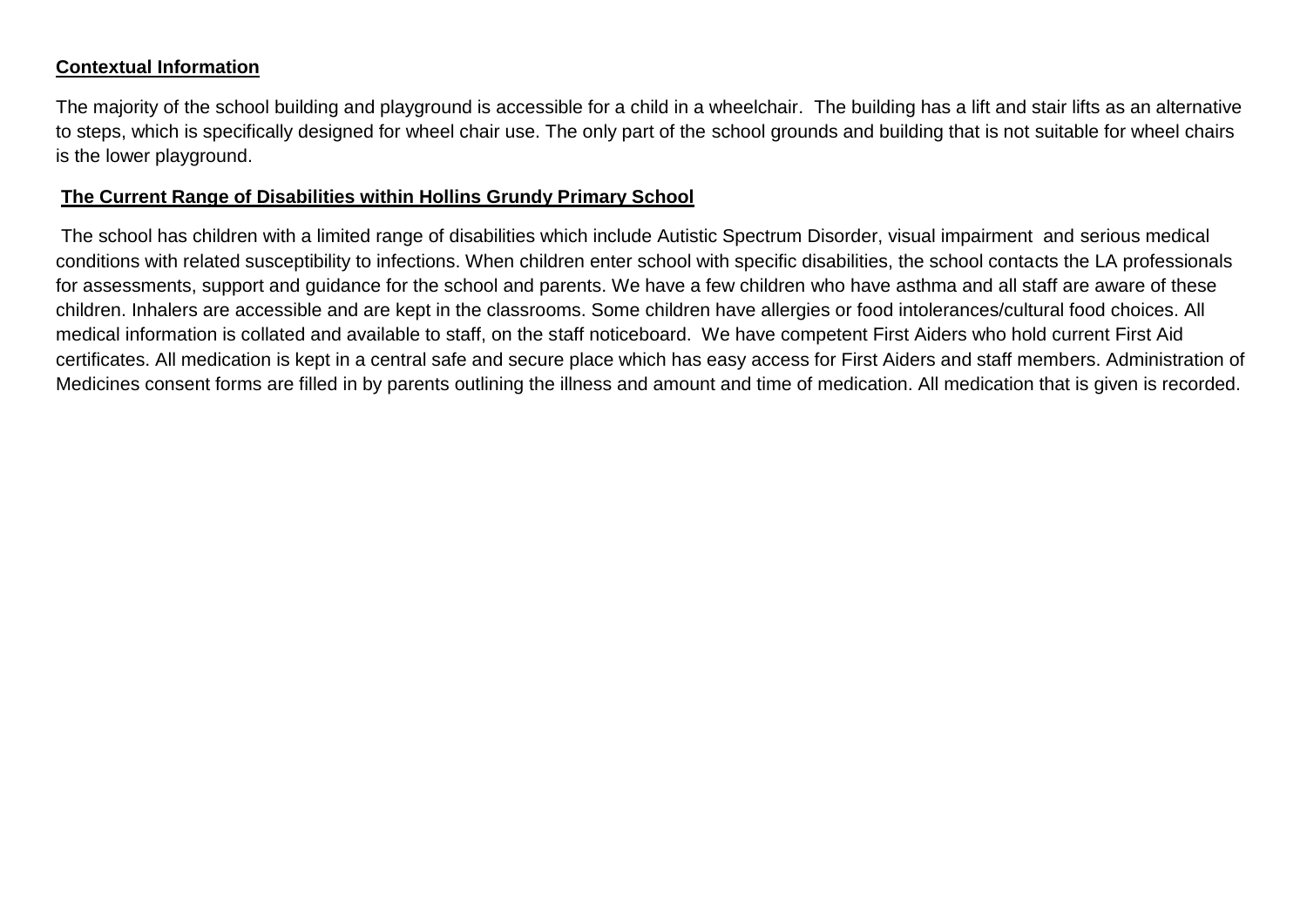**Contextual Information**

The majority of the school building and playground is accessible for a child in a wheelchair. The building has a lift and stair lifts as an alternative to steps, which is specifically designed for wheel chair use. The only part of the school grounds and building that is not suitable for wheel chairs is the lower playground.

**The Current Range of Disabilities within Hollins Grundy Primary School**

The school has children with a limited range of disabilities which include Autistic Spectrum Disorder, visual impairment and serious medical conditions with related susceptibility to infections. When children enter school with specific disabilities, the school contacts the LA professionals for assessments, support and guidance for the school and parents. We have a few children who have asthma and all staff are aware of these children. Inhalers are accessible and are kept in the classrooms. Some children have allergies or food intolerances/cultural food choices. All medical information is collated and available to staff, on the staff noticeboard. We have competent First Aiders who hold current First Aid certificates. All medication is kept in a central safe and secure place which has easy access for First Aiders and staff members. Administration of Medicines consent forms are filled in by parents outlining the illness and amount and time of medication. All medication that is given is recorded.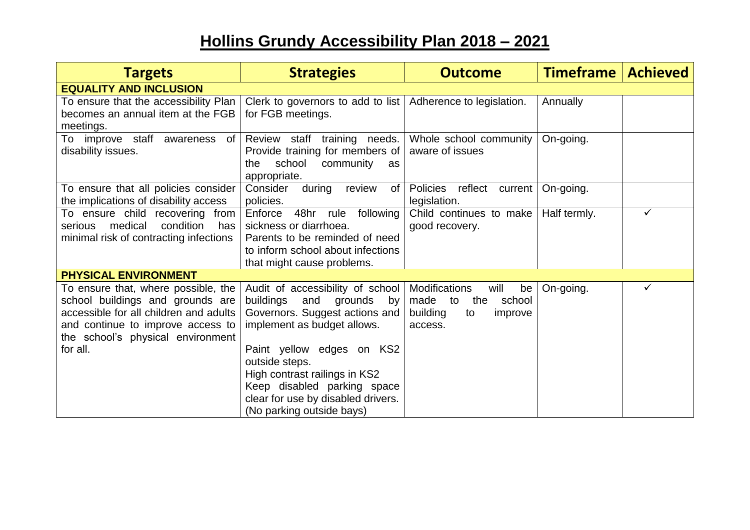# Hollins Grundy Accessibility Plan 2018 – 2021

| Targets | Strategies | Outcome | Timeframe | Achieved |
|---|---|---|---|---|
| **EQUALITY AND INCLUSION** | | | | |
| To ensure that the accessibility Plan becomes an annual item at the FGB meetings. | Clerk to governors to add to list for FGB meetings. | Adherence to legislation. | Annually | |
| To improve staff awareness of disability issues. | Review staff training needs. Provide training for members of the school community as appropriate. | Whole school community aware of issues | On-going. | |
| To ensure that all policies consider the implications of disability access | Consider during review of policies. | Policies reflect current legislation. | On-going. | |
| To ensure child recovering from serious medical condition has minimal risk of contracting infections | Enforce 48hr rule following sickness or diarrhoea. Parents to be reminded of need to inform school about infections that might cause problems. | Child continues to make good recovery. | Half termly. | ✓ |
| **PHYSICAL ENVIRONMENT** | | | | |
| To ensure that, where possible, the school buildings and grounds are accessible for all children and adults and continue to improve access to the school's physical environment for all. | Audit of accessibility of school buildings and grounds by Governors. Suggest actions and implement as budget allows.<br><br>Paint yellow edges on KS2 outside steps.<br>High contrast railings in KS2<br>Keep disabled parking space clear for use by disabled drivers. (No parking outside bays) | Modifications will be made to the school building to improve access. | On-going. | ✓ |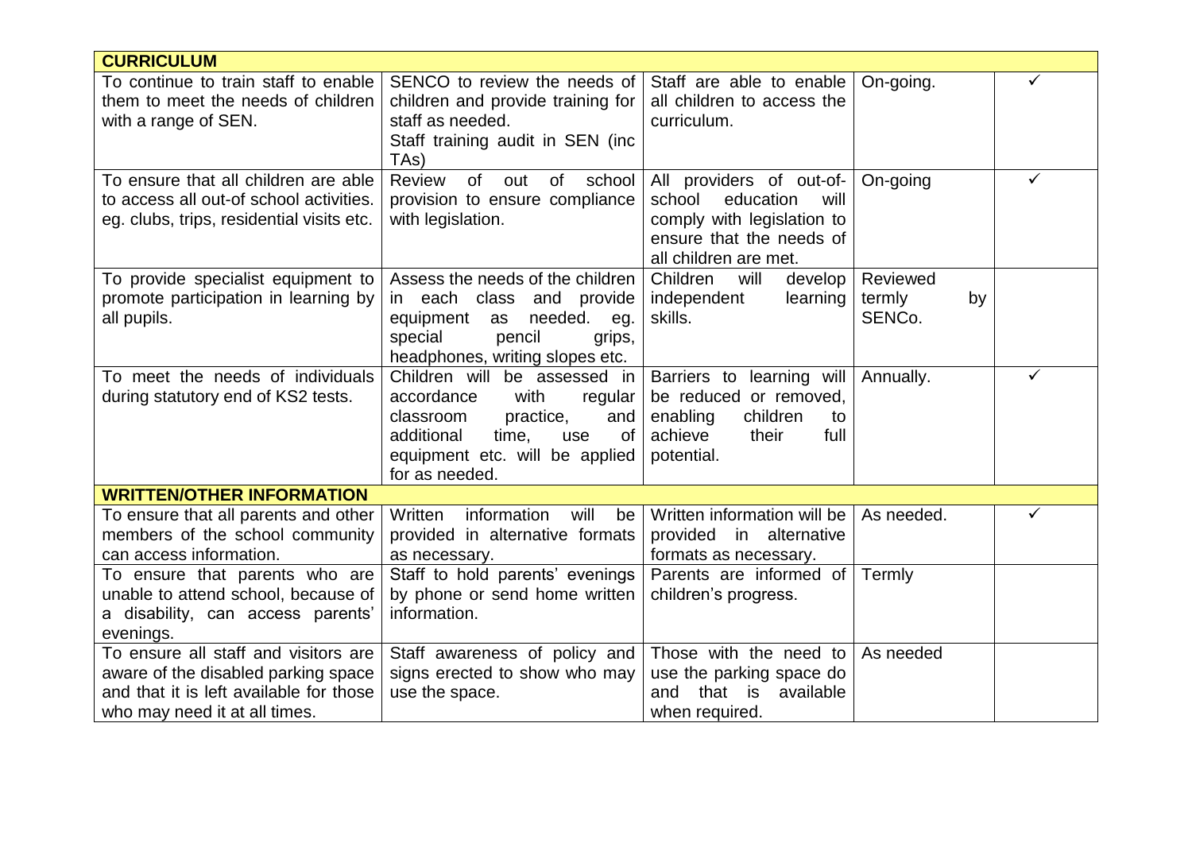| | | | | |
|---|---|---|---|---|
| **CURRICULUM** | | | | |
| To continue to train staff to enable them to meet the needs of children with a range of SEN. | SENCO to review the needs of children and provide training for staff as needed.<br>Staff training audit in SEN (inc TAs) | Staff are able to enable all children to access the curriculum. | On-going. | ✓ |
| To ensure that all children are able to access all out-of school activities. eg. clubs, trips, residential visits etc. | Review of out of school provision to ensure compliance with legislation. | All providers of out-of-school education will comply with legislation to ensure that the needs of all children are met. | On-going | ✓ |
| To provide specialist equipment to promote participation in learning by all pupils. | Assess the needs of the children in each class and provide equipment as needed. eg. special pencil grips, headphones, writing slopes etc. | Children will develop independent learning skills. | Reviewed termly by SENCo. | |
| To meet the needs of individuals during statutory end of KS2 tests. | Children will be assessed in accordance with regular classroom practice, and additional time, use of equipment etc. will be applied for as needed. | Barriers to learning will be reduced or removed, enabling children to achieve their full potential. | Annually. | ✓ |
| **WRITTEN/OTHER INFORMATION** | | | | |
| To ensure that all parents and other members of the school community can access information. | Written information will be provided in alternative formats as necessary. | Written information will be provided in alternative formats as necessary. | As needed. | ✓ |
| To ensure that parents who are unable to attend school, because of a disability, can access parents' evenings. | Staff to hold parents' evenings by phone or send home written information. | Parents are informed of children's progress. | Termly | |
| To ensure all staff and visitors are aware of the disabled parking space and that it is left available for those who may need it at all times. | Staff awareness of policy and signs erected to show who may use the space. | Those with the need to use the parking space do and that is available when required. | As needed | |